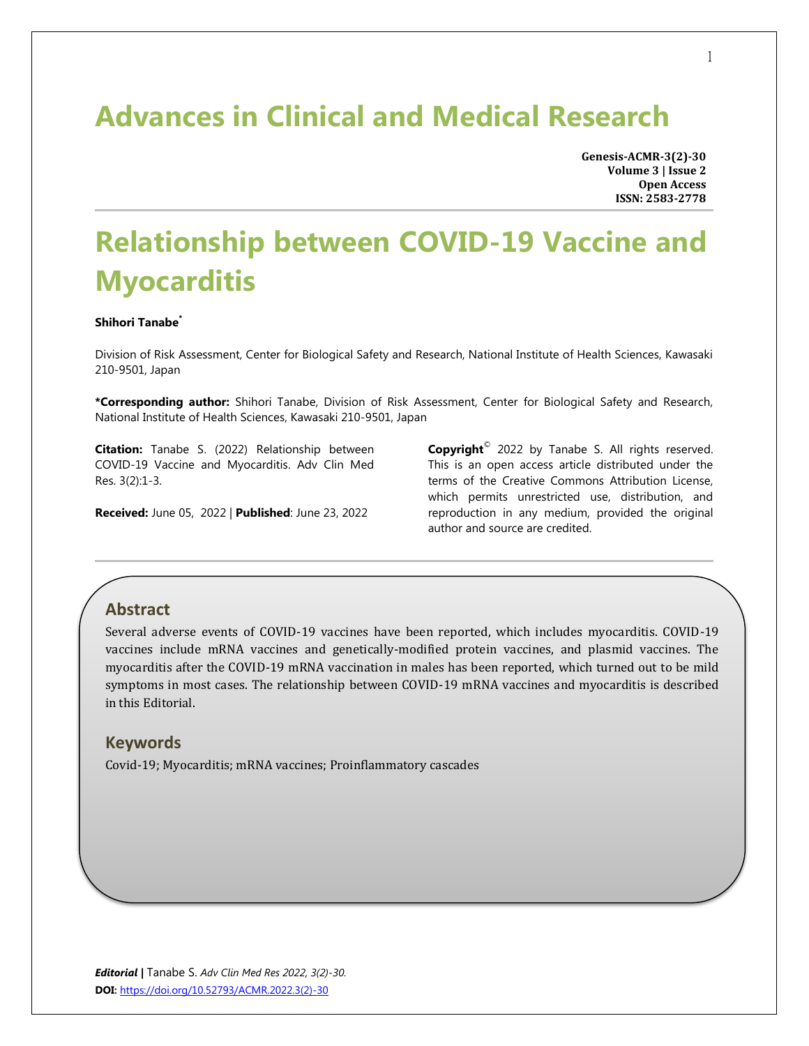# Advances in Clinical and Medical Research

**Genesis-ACMR-3(2)-30**
**Volume 3 | Issue 2**
**Open Access**
**ISSN: 2583-2778**

# Relationship between COVID-19 Vaccine and Myocarditis

**Shihori Tanabe***

Division of Risk Assessment, Center for Biological Safety and Research, National Institute of Health Sciences, Kawasaki 210-9501, Japan

**\*Corresponding author:** Shihori Tanabe, Division of Risk Assessment, Center for Biological Safety and Research, National Institute of Health Sciences, Kawasaki 210-9501, Japan

**Citation:** Tanabe S. (2022) Relationship between COVID-19 Vaccine and Myocarditis. Adv Clin Med Res. 3(2):1-3.

**Received:** June 05, 2022 | **Published**: June 23, 2022

**Copyright**© 2022 by Tanabe S. All rights reserved. This is an open access article distributed under the terms of the Creative Commons Attribution License, which permits unrestricted use, distribution, and reproduction in any medium, provided the original author and source are credited.

## Abstract

Several adverse events of COVID-19 vaccines have been reported, which includes myocarditis. COVID-19 vaccines include mRNA vaccines and genetically-modified protein vaccines, and plasmid vaccines. The myocarditis after the COVID-19 mRNA vaccination in males has been reported, which turned out to be mild symptoms in most cases. The relationship between COVID-19 mRNA vaccines and myocarditis is described in this Editorial.

## Keywords

Covid-19; Myocarditis; mRNA vaccines; Proinflammatory cascades

***Editorial*** **|** Tanabe S. *Adv Clin Med Res 2022, 3(2)-30.*
**DOI:** https://doi.org/10.52793/ACMR.2022.3(2)-30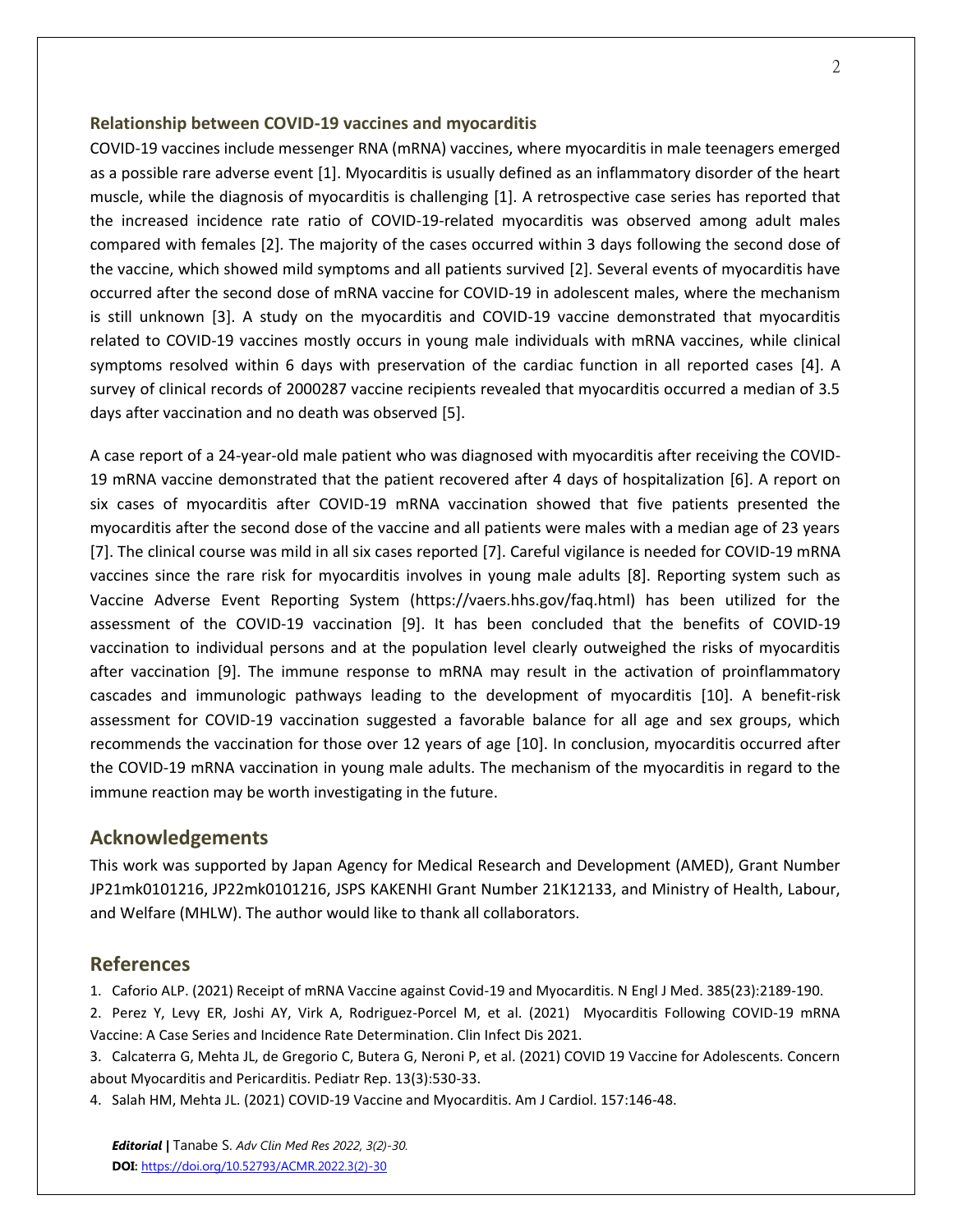### Relationship between COVID-19 vaccines and myocarditis

COVID-19 vaccines include messenger RNA (mRNA) vaccines, where myocarditis in male teenagers emerged as a possible rare adverse event [1]. Myocarditis is usually defined as an inflammatory disorder of the heart muscle, while the diagnosis of myocarditis is challenging [1]. A retrospective case series has reported that the increased incidence rate ratio of COVID-19-related myocarditis was observed among adult males compared with females [2]. The majority of the cases occurred within 3 days following the second dose of the vaccine, which showed mild symptoms and all patients survived [2]. Several events of myocarditis have occurred after the second dose of mRNA vaccine for COVID-19 in adolescent males, where the mechanism is still unknown [3]. A study on the myocarditis and COVID-19 vaccine demonstrated that myocarditis related to COVID-19 vaccines mostly occurs in young male individuals with mRNA vaccines, while clinical symptoms resolved within 6 days with preservation of the cardiac function in all reported cases [4]. A survey of clinical records of 2000287 vaccine recipients revealed that myocarditis occurred a median of 3.5 days after vaccination and no death was observed [5].

A case report of a 24-year-old male patient who was diagnosed with myocarditis after receiving the COVID-19 mRNA vaccine demonstrated that the patient recovered after 4 days of hospitalization [6]. A report on six cases of myocarditis after COVID-19 mRNA vaccination showed that five patients presented the myocarditis after the second dose of the vaccine and all patients were males with a median age of 23 years [7]. The clinical course was mild in all six cases reported [7]. Careful vigilance is needed for COVID-19 mRNA vaccines since the rare risk for myocarditis involves in young male adults [8]. Reporting system such as Vaccine Adverse Event Reporting System (https://vaers.hhs.gov/faq.html) has been utilized for the assessment of the COVID-19 vaccination [9]. It has been concluded that the benefits of COVID-19 vaccination to individual persons and at the population level clearly outweighed the risks of myocarditis after vaccination [9]. The immune response to mRNA may result in the activation of proinflammatory cascades and immunologic pathways leading to the development of myocarditis [10]. A benefit-risk assessment for COVID-19 vaccination suggested a favorable balance for all age and sex groups, which recommends the vaccination for those over 12 years of age [10]. In conclusion, myocarditis occurred after the COVID-19 mRNA vaccination in young male adults. The mechanism of the myocarditis in regard to the immune reaction may be worth investigating in the future.

## Acknowledgements

This work was supported by Japan Agency for Medical Research and Development (AMED), Grant Number JP21mk0101216, JP22mk0101216, JSPS KAKENHI Grant Number 21K12133, and Ministry of Health, Labour, and Welfare (MHLW). The author would like to thank all collaborators.

## References

1. Caforio ALP. (2021) Receipt of mRNA Vaccine against Covid-19 and Myocarditis. N Engl J Med. 385(23):2189-190.
2. Perez Y, Levy ER, Joshi AY, Virk A, Rodriguez-Porcel M, et al. (2021) Myocarditis Following COVID-19 mRNA Vaccine: A Case Series and Incidence Rate Determination. Clin Infect Dis 2021.
3. Calcaterra G, Mehta JL, de Gregorio C, Butera G, Neroni P, et al. (2021) COVID 19 Vaccine for Adolescents. Concern about Myocarditis and Pericarditis. Pediatr Rep. 13(3):530-33.
4. Salah HM, Mehta JL. (2021) COVID-19 Vaccine and Myocarditis. Am J Cardiol. 157:146-48.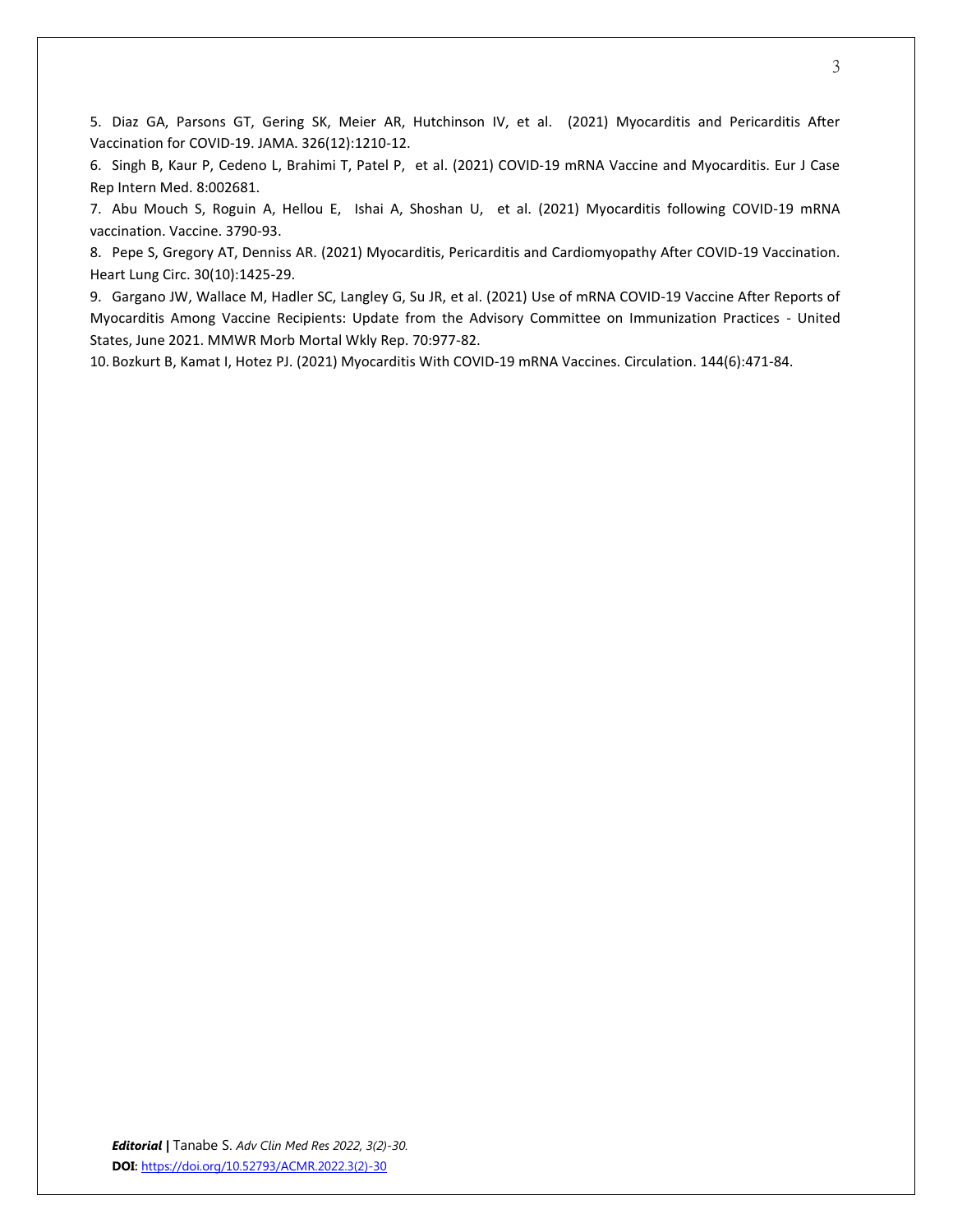5. Diaz GA, Parsons GT, Gering SK, Meier AR, Hutchinson IV, et al. (2021) Myocarditis and Pericarditis After Vaccination for COVID-19. JAMA. 326(12):1210-12.

6. Singh B, Kaur P, Cedeno L, Brahimi T, Patel P, et al. (2021) COVID-19 mRNA Vaccine and Myocarditis. Eur J Case Rep Intern Med. 8:002681.

7. Abu Mouch S, Roguin A, Hellou E, Ishai A, Shoshan U, et al. (2021) Myocarditis following COVID-19 mRNA vaccination. Vaccine. 3790-93.

8. Pepe S, Gregory AT, Denniss AR. (2021) Myocarditis, Pericarditis and Cardiomyopathy After COVID-19 Vaccination. Heart Lung Circ. 30(10):1425-29.

9. Gargano JW, Wallace M, Hadler SC, Langley G, Su JR, et al. (2021) Use of mRNA COVID-19 Vaccine After Reports of Myocarditis Among Vaccine Recipients: Update from the Advisory Committee on Immunization Practices - United States, June 2021. MMWR Morb Mortal Wkly Rep. 70:977-82.

10. Bozkurt B, Kamat I, Hotez PJ. (2021) Myocarditis With COVID-19 mRNA Vaccines. Circulation. 144(6):471-84.